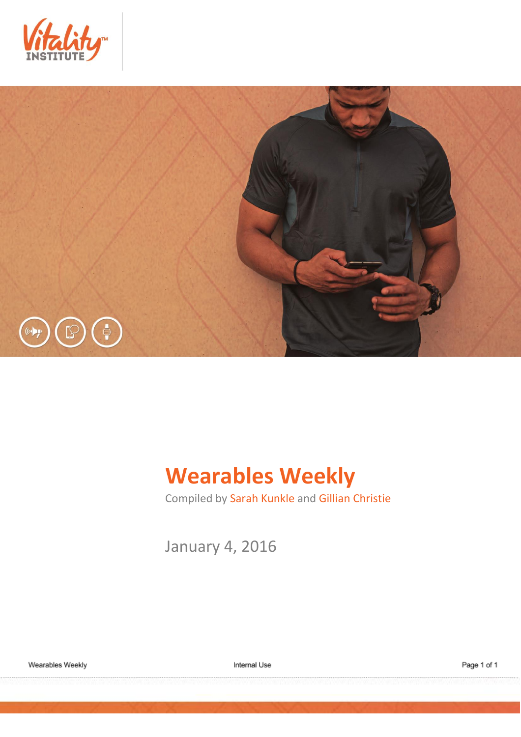Vitality INSTITUTE

# Wearables Weekly

Compiled by Sarah Kunkle and Gillian Christie

January 4, 2016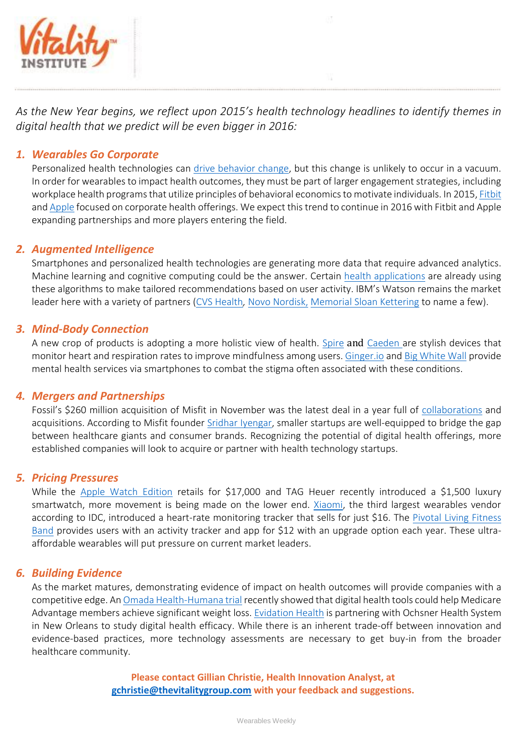*As the New Year begins, we reflect upon 2015's health technology headlines to identify themes in digital health that we predict will be even bigger in 2016:*

## 1. *Wearables Go Corporate*

Personalized health technologies can drive behavior change, but this change is unlikely to occur in a vacuum. In order for wearables to impact health outcomes, they must be part of larger engagement strategies, including workplace health programs that utilize principles of behavioral economics to motivate individuals. In 2015, Fitbit and Apple focused on corporate health offerings. We expect this trend to continue in 2016 with Fitbit and Apple expanding partnerships and more players entering the field.

## 2. *Augmented Intelligence*

Smartphones and personalized health technologies are generating more data that require advanced analytics. Machine learning and cognitive computing could be the answer. Certain health applications are already using these algorithms to make tailored recommendations based on user activity. IBM's Watson remains the market leader here with a variety of partners (CVS Health, Novo Nordisk, Memorial Sloan Kettering to name a few).

## 3. *Mind-Body Connection*

A new crop of products is adopting a more holistic view of health. Spire and Caeden are stylish devices that monitor heart and respiration rates to improve mindfulness among users. Ginger.io and Big White Wall provide mental health services via smartphones to combat the stigma often associated with these conditions.

## 4. *Mergers and Partnerships*

Fossil's $260 million acquisition of Misfit in November was the latest deal in a year full of collaborations and acquisitions. According to Misfit founder Sridhar Iyengar, smaller startups are well-equipped to bridge the gap between healthcare giants and consumer brands. Recognizing the potential of digital health offerings, more established companies will look to acquire or partner with health technology startups.

## 5. *Pricing Pressures*

While the Apple Watch Edition retails for $17,000 and TAG Heuer recently introduced a $1,500 luxury smartwatch, more movement is being made on the lower end. Xiaomi, the third largest wearables vendor according to IDC, introduced a heart-rate monitoring tracker that sells for just $16. The Pivotal Living Fitness Band provides users with an activity tracker and app for $12 with an upgrade option each year. These ultra-affordable wearables will put pressure on current market leaders.

## 6. *Building Evidence*

As the market matures, demonstrating evidence of impact on health outcomes will provide companies with a competitive edge. An Omada Health-Humana trial recently showed that digital health tools could help Medicare Advantage members achieve significant weight loss. Evidation Health is partnering with Ochsner Health System in New Orleans to study digital health efficacy. While there is an inherent trade-off between innovation and evidence-based practices, more technology assessments are necessary to get buy-in from the broader healthcare community.

**Please contact Gillian Christie, Health Innovation Analyst, at gchristie@thevitalitygroup.com with your feedback and suggestions.**